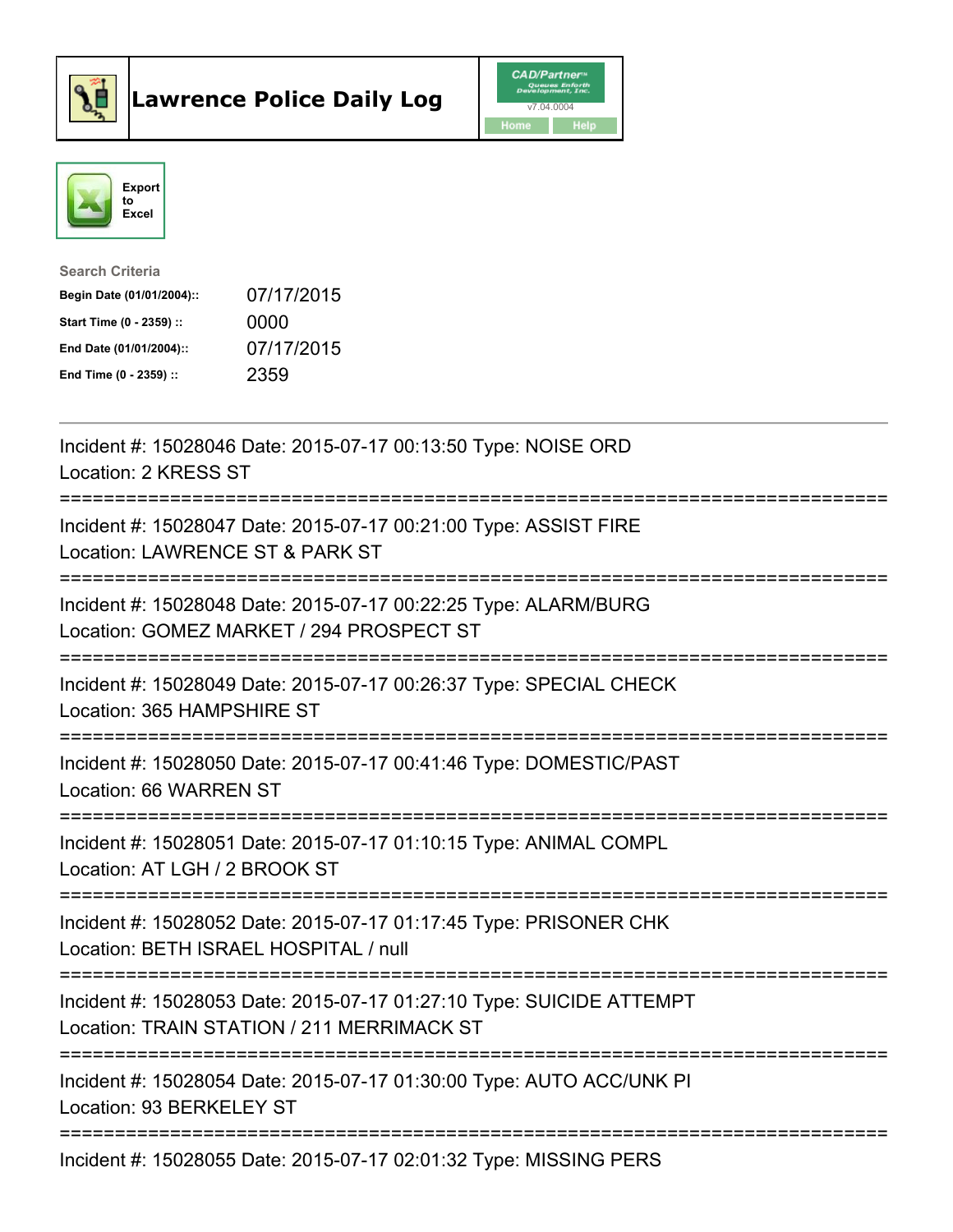# Lawrence Police Daily Log

CAD/Partner™ v7.04.0004

Home | Help

Export to Excel

**Search Criteria**

| | |
|---|---|
| **Begin Date (01/01/2004)::** | 07/17/2015 |
| **Start Time (0 - 2359) ::** | 0000 |
| **End Date (01/01/2004)::** | 07/17/2015 |
| **End Time (0 - 2359) ::** | 2359 |

---

Incident #: 15028046 Date: 2015-07-17 00:13:50 Type: NOISE ORD
Location: 2 KRESS ST

===========================================================================

Incident #: 15028047 Date: 2015-07-17 00:21:00 Type: ASSIST FIRE
Location: LAWRENCE ST & PARK ST

===========================================================================

Incident #: 15028048 Date: 2015-07-17 00:22:25 Type: ALARM/BURG
Location: GOMEZ MARKET / 294 PROSPECT ST

===========================================================================

Incident #: 15028049 Date: 2015-07-17 00:26:37 Type: SPECIAL CHECK
Location: 365 HAMPSHIRE ST

===========================================================================

Incident #: 15028050 Date: 2015-07-17 00:41:46 Type: DOMESTIC/PAST
Location: 66 WARREN ST

===========================================================================

Incident #: 15028051 Date: 2015-07-17 01:10:15 Type: ANIMAL COMPL
Location: AT LGH / 2 BROOK ST

===========================================================================

Incident #: 15028052 Date: 2015-07-17 01:17:45 Type: PRISONER CHK
Location: BETH ISRAEL HOSPITAL / null

===========================================================================

Incident #: 15028053 Date: 2015-07-17 01:27:10 Type: SUICIDE ATTEMPT
Location: TRAIN STATION / 211 MERRIMACK ST

===========================================================================

Incident #: 15028054 Date: 2015-07-17 01:30:00 Type: AUTO ACC/UNK PI
Location: 93 BERKELEY ST

===========================================================================

Incident #: 15028055 Date: 2015-07-17 02:01:32 Type: MISSING PERS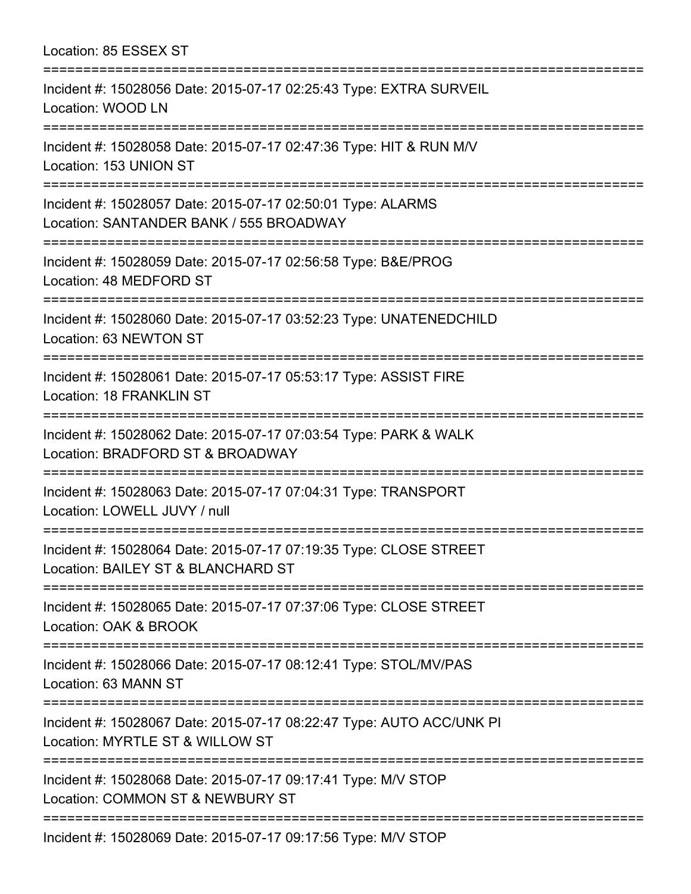Location: 85 ESSEX ST

===========================================================================

Incident #: 15028056 Date: 2015-07-17 02:25:43 Type: EXTRA SURVEIL
Location: WOOD LN

===========================================================================

Incident #: 15028058 Date: 2015-07-17 02:47:36 Type: HIT & RUN M/V
Location: 153 UNION ST

===========================================================================

Incident #: 15028057 Date: 2015-07-17 02:50:01 Type: ALARMS
Location: SANTANDER BANK / 555 BROADWAY

===========================================================================

Incident #: 15028059 Date: 2015-07-17 02:56:58 Type: B&E/PROG
Location: 48 MEDFORD ST

===========================================================================

Incident #: 15028060 Date: 2015-07-17 03:52:23 Type: UNATENEDCHILD
Location: 63 NEWTON ST

===========================================================================

Incident #: 15028061 Date: 2015-07-17 05:53:17 Type: ASSIST FIRE
Location: 18 FRANKLIN ST

===========================================================================

Incident #: 15028062 Date: 2015-07-17 07:03:54 Type: PARK & WALK
Location: BRADFORD ST & BROADWAY

===========================================================================

Incident #: 15028063 Date: 2015-07-17 07:04:31 Type: TRANSPORT
Location: LOWELL JUVY / null

===========================================================================

Incident #: 15028064 Date: 2015-07-17 07:19:35 Type: CLOSE STREET
Location: BAILEY ST & BLANCHARD ST

===========================================================================

Incident #: 15028065 Date: 2015-07-17 07:37:06 Type: CLOSE STREET
Location: OAK & BROOK

===========================================================================

Incident #: 15028066 Date: 2015-07-17 08:12:41 Type: STOL/MV/PAS
Location: 63 MANN ST

===========================================================================

Incident #: 15028067 Date: 2015-07-17 08:22:47 Type: AUTO ACC/UNK PI
Location: MYRTLE ST & WILLOW ST

===========================================================================

Incident #: 15028068 Date: 2015-07-17 09:17:41 Type: M/V STOP
Location: COMMON ST & NEWBURY ST

===========================================================================

Incident #: 15028069 Date: 2015-07-17 09:17:56 Type: M/V STOP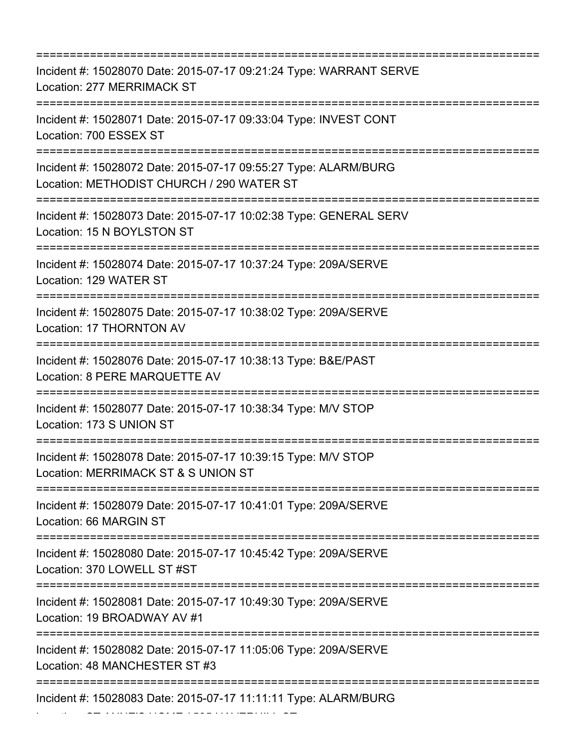===========================================================================

Incident #: 15028070 Date: 2015-07-17 09:21:24 Type: WARRANT SERVE
Location: 277 MERRIMACK ST

===========================================================================

Incident #: 15028071 Date: 2015-07-17 09:33:04 Type: INVEST CONT
Location: 700 ESSEX ST

===========================================================================

Incident #: 15028072 Date: 2015-07-17 09:55:27 Type: ALARM/BURG
Location: METHODIST CHURCH / 290 WATER ST

===========================================================================

Incident #: 15028073 Date: 2015-07-17 10:02:38 Type: GENERAL SERV
Location: 15 N BOYLSTON ST

===========================================================================

Incident #: 15028074 Date: 2015-07-17 10:37:24 Type: 209A/SERVE
Location: 129 WATER ST

===========================================================================

Incident #: 15028075 Date: 2015-07-17 10:38:02 Type: 209A/SERVE
Location: 17 THORNTON AV

===========================================================================

Incident #: 15028076 Date: 2015-07-17 10:38:13 Type: B&E/PAST
Location: 8 PERE MARQUETTE AV

===========================================================================

Incident #: 15028077 Date: 2015-07-17 10:38:34 Type: M/V STOP
Location: 173 S UNION ST

===========================================================================

Incident #: 15028078 Date: 2015-07-17 10:39:15 Type: M/V STOP
Location: MERRIMACK ST & S UNION ST

===========================================================================

Incident #: 15028079 Date: 2015-07-17 10:41:01 Type: 209A/SERVE
Location: 66 MARGIN ST

===========================================================================

Incident #: 15028080 Date: 2015-07-17 10:45:42 Type: 209A/SERVE
Location: 370 LOWELL ST #ST

===========================================================================

Incident #: 15028081 Date: 2015-07-17 10:49:30 Type: 209A/SERVE
Location: 19 BROADWAY AV #1

===========================================================================

Incident #: 15028082 Date: 2015-07-17 11:05:06 Type: 209A/SERVE
Location: 48 MANCHESTER ST #3

===========================================================================

Incident #: 15028083 Date: 2015-07-17 11:11:11 Type: ALARM/BURG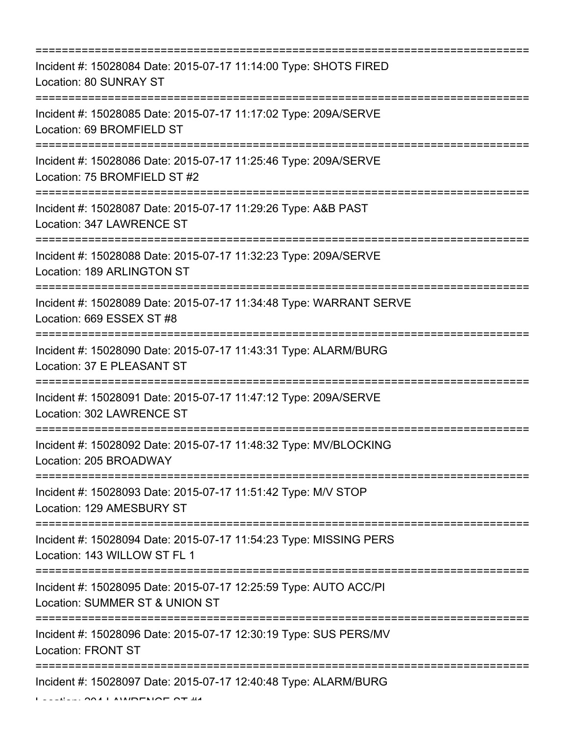===========================================================================

Incident #: 15028084 Date: 2015-07-17 11:14:00 Type: SHOTS FIRED
Location: 80 SUNRAY ST

===========================================================================

Incident #: 15028085 Date: 2015-07-17 11:17:02 Type: 209A/SERVE
Location: 69 BROMFIELD ST

===========================================================================

Incident #: 15028086 Date: 2015-07-17 11:25:46 Type: 209A/SERVE
Location: 75 BROMFIELD ST #2

===========================================================================

Incident #: 15028087 Date: 2015-07-17 11:29:26 Type: A&B PAST
Location: 347 LAWRENCE ST

===========================================================================

Incident #: 15028088 Date: 2015-07-17 11:32:23 Type: 209A/SERVE
Location: 189 ARLINGTON ST

===========================================================================

Incident #: 15028089 Date: 2015-07-17 11:34:48 Type: WARRANT SERVE
Location: 669 ESSEX ST #8

===========================================================================

Incident #: 15028090 Date: 2015-07-17 11:43:31 Type: ALARM/BURG
Location: 37 E PLEASANT ST

===========================================================================

Incident #: 15028091 Date: 2015-07-17 11:47:12 Type: 209A/SERVE
Location: 302 LAWRENCE ST

===========================================================================

Incident #: 15028092 Date: 2015-07-17 11:48:32 Type: MV/BLOCKING
Location: 205 BROADWAY

===========================================================================

Incident #: 15028093 Date: 2015-07-17 11:51:42 Type: M/V STOP
Location: 129 AMESBURY ST

===========================================================================

Incident #: 15028094 Date: 2015-07-17 11:54:23 Type: MISSING PERS
Location: 143 WILLOW ST FL 1

===========================================================================

Incident #: 15028095 Date: 2015-07-17 12:25:59 Type: AUTO ACC/PI
Location: SUMMER ST & UNION ST

===========================================================================

Incident #: 15028096 Date: 2015-07-17 12:30:19 Type: SUS PERS/MV
Location: FRONT ST

===========================================================================

Incident #: 15028097 Date: 2015-07-17 12:40:48 Type: ALARM/BURG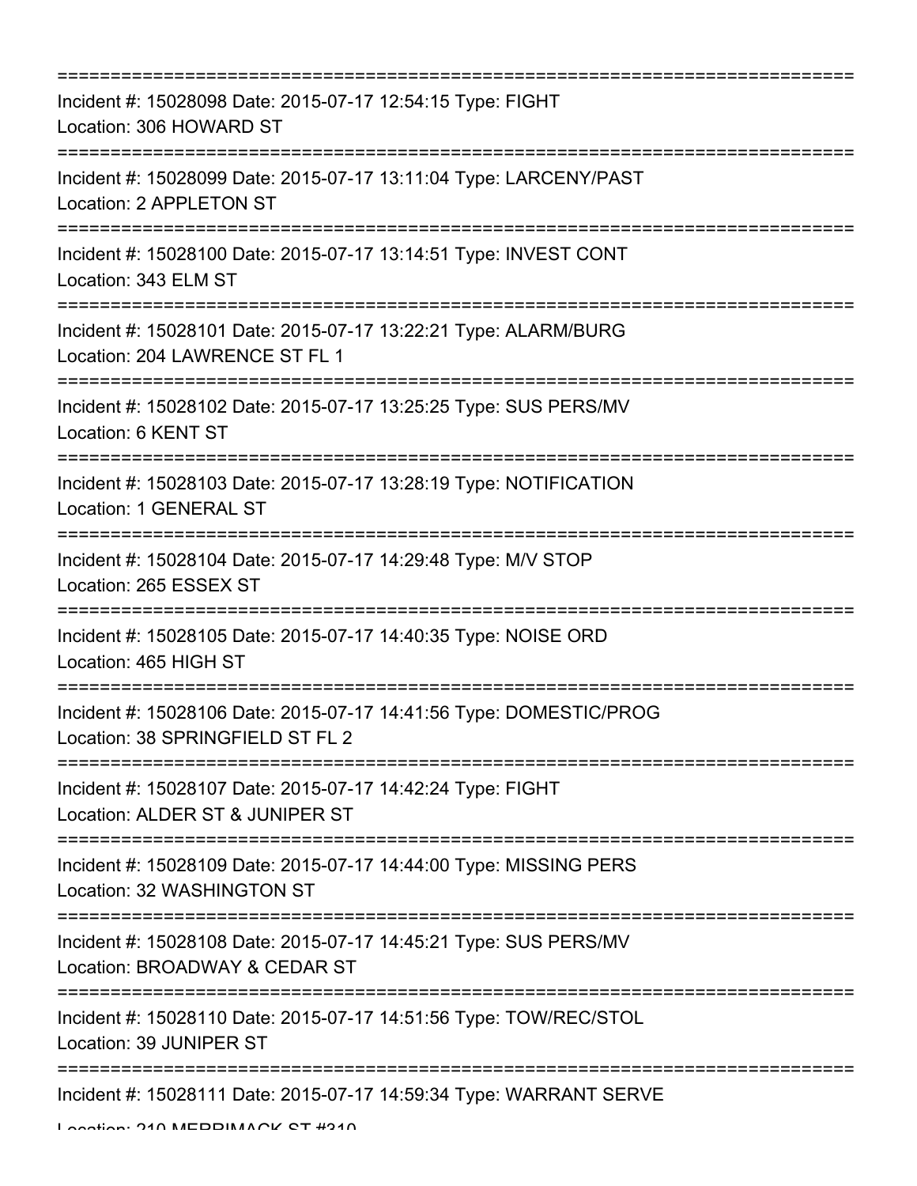===========================================================================

Incident #: 15028098 Date: 2015-07-17 12:54:15 Type: FIGHT

Location: 306 HOWARD ST

===========================================================================

Incident #: 15028099 Date: 2015-07-17 13:11:04 Type: LARCENY/PAST

Location: 2 APPLETON ST

===========================================================================

Incident #: 15028100 Date: 2015-07-17 13:14:51 Type: INVEST CONT

Location: 343 ELM ST

===========================================================================

Incident #: 15028101 Date: 2015-07-17 13:22:21 Type: ALARM/BURG

Location: 204 LAWRENCE ST FL 1

===========================================================================

Incident #: 15028102 Date: 2015-07-17 13:25:25 Type: SUS PERS/MV

Location: 6 KENT ST

===========================================================================

Incident #: 15028103 Date: 2015-07-17 13:28:19 Type: NOTIFICATION

Location: 1 GENERAL ST

===========================================================================

Incident #: 15028104 Date: 2015-07-17 14:29:48 Type: M/V STOP

Location: 265 ESSEX ST

===========================================================================

Incident #: 15028105 Date: 2015-07-17 14:40:35 Type: NOISE ORD

Location: 465 HIGH ST

===========================================================================

Incident #: 15028106 Date: 2015-07-17 14:41:56 Type: DOMESTIC/PROG

Location: 38 SPRINGFIELD ST FL 2

===========================================================================

Incident #: 15028107 Date: 2015-07-17 14:42:24 Type: FIGHT

Location: ALDER ST & JUNIPER ST

===========================================================================

Incident #: 15028109 Date: 2015-07-17 14:44:00 Type: MISSING PERS

Location: 32 WASHINGTON ST

===========================================================================

Incident #: 15028108 Date: 2015-07-17 14:45:21 Type: SUS PERS/MV

Location: BROADWAY & CEDAR ST

===========================================================================

Incident #: 15028110 Date: 2015-07-17 14:51:56 Type: TOW/REC/STOL

Location: 39 JUNIPER ST

===========================================================================

Incident #: 15028111 Date: 2015-07-17 14:59:34 Type: WARRANT SERVE

Location: 210 MERRIMACK ST #310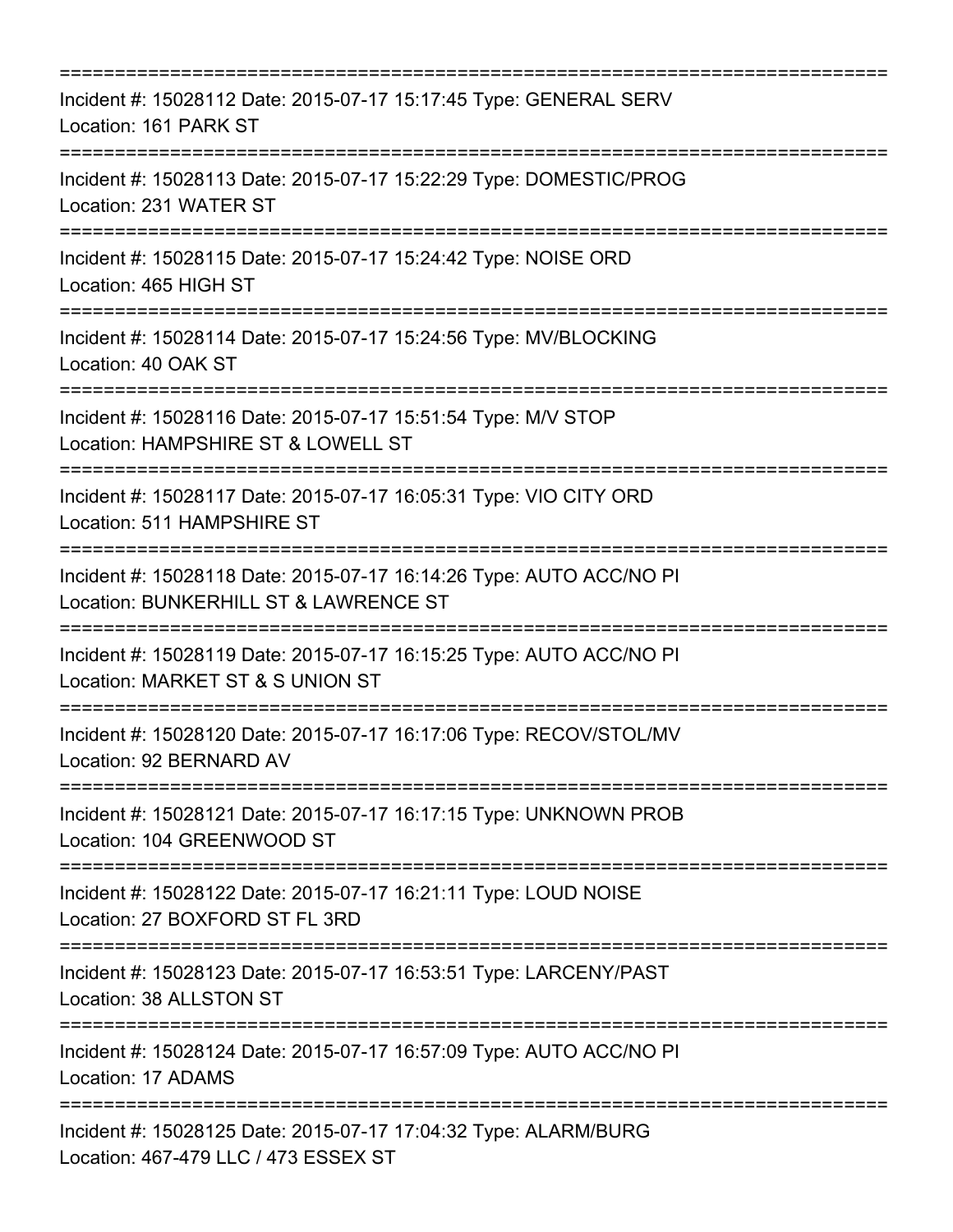===========================================================================

Incident #: 15028112 Date: 2015-07-17 15:17:45 Type: GENERAL SERV
Location: 161 PARK ST

===========================================================================

Incident #: 15028113 Date: 2015-07-17 15:22:29 Type: DOMESTIC/PROG
Location: 231 WATER ST

===========================================================================

Incident #: 15028115 Date: 2015-07-17 15:24:42 Type: NOISE ORD
Location: 465 HIGH ST

===========================================================================

Incident #: 15028114 Date: 2015-07-17 15:24:56 Type: MV/BLOCKING
Location: 40 OAK ST

===========================================================================

Incident #: 15028116 Date: 2015-07-17 15:51:54 Type: M/V STOP
Location: HAMPSHIRE ST & LOWELL ST

===========================================================================

Incident #: 15028117 Date: 2015-07-17 16:05:31 Type: VIO CITY ORD
Location: 511 HAMPSHIRE ST

===========================================================================

Incident #: 15028118 Date: 2015-07-17 16:14:26 Type: AUTO ACC/NO PI
Location: BUNKERHILL ST & LAWRENCE ST

===========================================================================

Incident #: 15028119 Date: 2015-07-17 16:15:25 Type: AUTO ACC/NO PI
Location: MARKET ST & S UNION ST

===========================================================================

Incident #: 15028120 Date: 2015-07-17 16:17:06 Type: RECOV/STOL/MV
Location: 92 BERNARD AV

===========================================================================

Incident #: 15028121 Date: 2015-07-17 16:17:15 Type: UNKNOWN PROB
Location: 104 GREENWOOD ST

===========================================================================

Incident #: 15028122 Date: 2015-07-17 16:21:11 Type: LOUD NOISE
Location: 27 BOXFORD ST FL 3RD

===========================================================================

Incident #: 15028123 Date: 2015-07-17 16:53:51 Type: LARCENY/PAST
Location: 38 ALLSTON ST

===========================================================================

Incident #: 15028124 Date: 2015-07-17 16:57:09 Type: AUTO ACC/NO PI
Location: 17 ADAMS

===========================================================================

Incident #: 15028125 Date: 2015-07-17 17:04:32 Type: ALARM/BURG
Location: 467-479 LLC / 473 ESSEX ST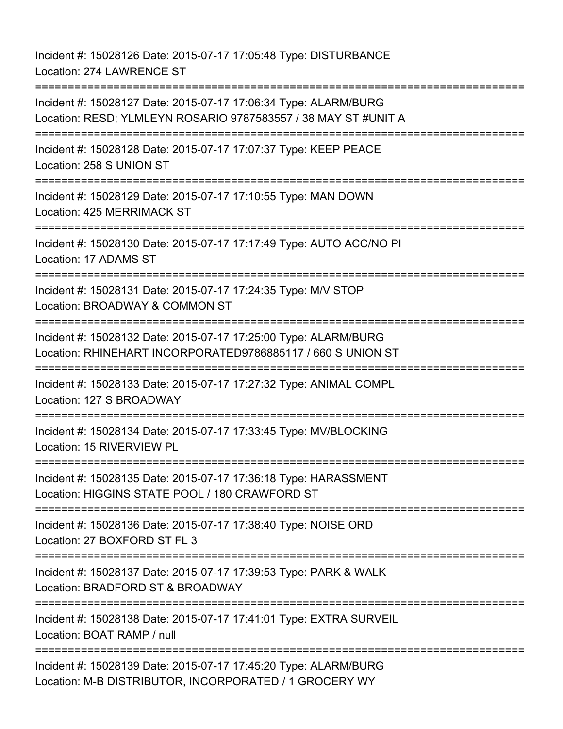Incident #: 15028126 Date: 2015-07-17 17:05:48 Type: DISTURBANCE
Location: 274 LAWRENCE ST

===========================================================================

Incident #: 15028127 Date: 2015-07-17 17:06:34 Type: ALARM/BURG
Location: RESD; YLMLEYN ROSARIO 9787583557 / 38 MAY ST #UNIT A

===========================================================================

Incident #: 15028128 Date: 2015-07-17 17:07:37 Type: KEEP PEACE
Location: 258 S UNION ST

===========================================================================

Incident #: 15028129 Date: 2015-07-17 17:10:55 Type: MAN DOWN
Location: 425 MERRIMACK ST

===========================================================================

Incident #: 15028130 Date: 2015-07-17 17:17:49 Type: AUTO ACC/NO PI
Location: 17 ADAMS ST

===========================================================================

Incident #: 15028131 Date: 2015-07-17 17:24:35 Type: M/V STOP
Location: BROADWAY & COMMON ST

===========================================================================

Incident #: 15028132 Date: 2015-07-17 17:25:00 Type: ALARM/BURG
Location: RHINEHART INCORPORATED9786885117 / 660 S UNION ST

===========================================================================

Incident #: 15028133 Date: 2015-07-17 17:27:32 Type: ANIMAL COMPL
Location: 127 S BROADWAY

===========================================================================

Incident #: 15028134 Date: 2015-07-17 17:33:45 Type: MV/BLOCKING
Location: 15 RIVERVIEW PL

===========================================================================

Incident #: 15028135 Date: 2015-07-17 17:36:18 Type: HARASSMENT
Location: HIGGINS STATE POOL / 180 CRAWFORD ST

===========================================================================

Incident #: 15028136 Date: 2015-07-17 17:38:40 Type: NOISE ORD
Location: 27 BOXFORD ST FL 3

===========================================================================

Incident #: 15028137 Date: 2015-07-17 17:39:53 Type: PARK & WALK
Location: BRADFORD ST & BROADWAY

===========================================================================

Incident #: 15028138 Date: 2015-07-17 17:41:01 Type: EXTRA SURVEIL
Location: BOAT RAMP / null

===========================================================================

Incident #: 15028139 Date: 2015-07-17 17:45:20 Type: ALARM/BURG
Location: M-B DISTRIBUTOR, INCORPORATED / 1 GROCERY WY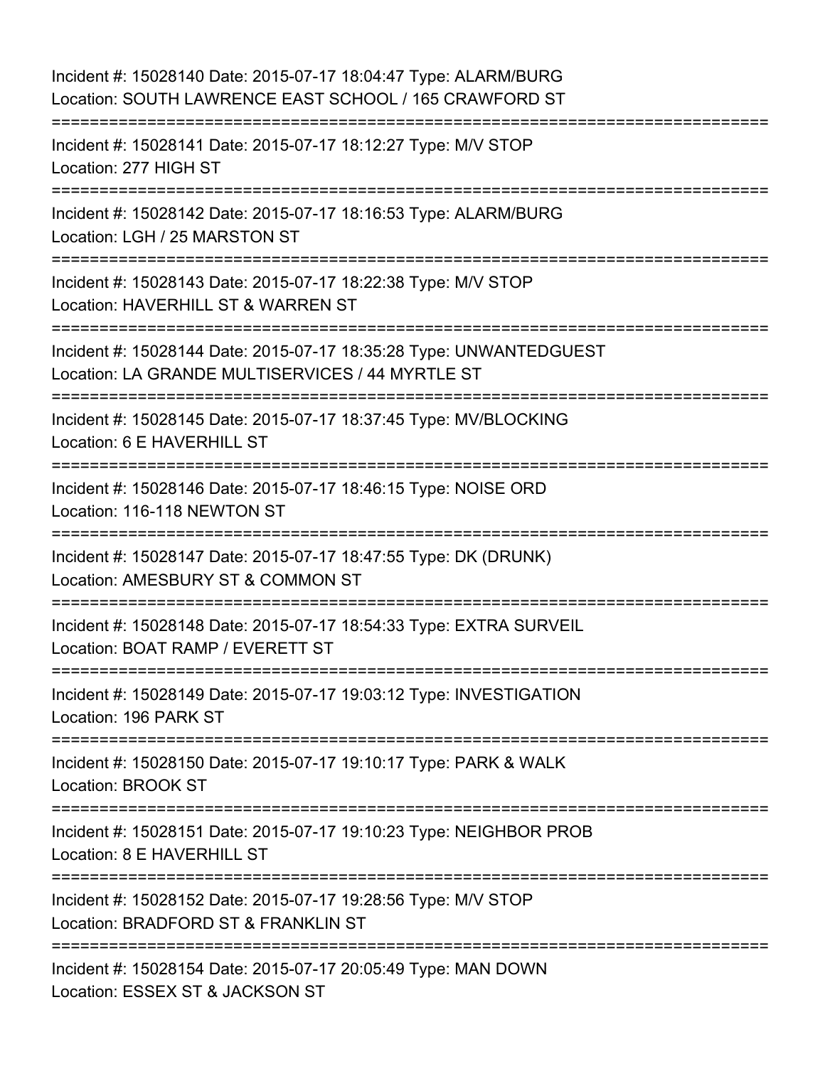Incident #: 15028140 Date: 2015-07-17 18:04:47 Type: ALARM/BURG
Location: SOUTH LAWRENCE EAST SCHOOL / 165 CRAWFORD ST

===========================================================================

Incident #: 15028141 Date: 2015-07-17 18:12:27 Type: M/V STOP
Location: 277 HIGH ST

===========================================================================

Incident #: 15028142 Date: 2015-07-17 18:16:53 Type: ALARM/BURG
Location: LGH / 25 MARSTON ST

===========================================================================

Incident #: 15028143 Date: 2015-07-17 18:22:38 Type: M/V STOP
Location: HAVERHILL ST & WARREN ST

===========================================================================

Incident #: 15028144 Date: 2015-07-17 18:35:28 Type: UNWANTEDGUEST
Location: LA GRANDE MULTISERVICES / 44 MYRTLE ST

===========================================================================

Incident #: 15028145 Date: 2015-07-17 18:37:45 Type: MV/BLOCKING
Location: 6 E HAVERHILL ST

===========================================================================

Incident #: 15028146 Date: 2015-07-17 18:46:15 Type: NOISE ORD
Location: 116-118 NEWTON ST

===========================================================================

Incident #: 15028147 Date: 2015-07-17 18:47:55 Type: DK (DRUNK)
Location: AMESBURY ST & COMMON ST

===========================================================================

Incident #: 15028148 Date: 2015-07-17 18:54:33 Type: EXTRA SURVEIL
Location: BOAT RAMP / EVERETT ST

===========================================================================

Incident #: 15028149 Date: 2015-07-17 19:03:12 Type: INVESTIGATION
Location: 196 PARK ST

===========================================================================

Incident #: 15028150 Date: 2015-07-17 19:10:17 Type: PARK & WALK
Location: BROOK ST

===========================================================================

Incident #: 15028151 Date: 2015-07-17 19:10:23 Type: NEIGHBOR PROB
Location: 8 E HAVERHILL ST

===========================================================================

Incident #: 15028152 Date: 2015-07-17 19:28:56 Type: M/V STOP
Location: BRADFORD ST & FRANKLIN ST

===========================================================================

Incident #: 15028154 Date: 2015-07-17 20:05:49 Type: MAN DOWN
Location: ESSEX ST & JACKSON ST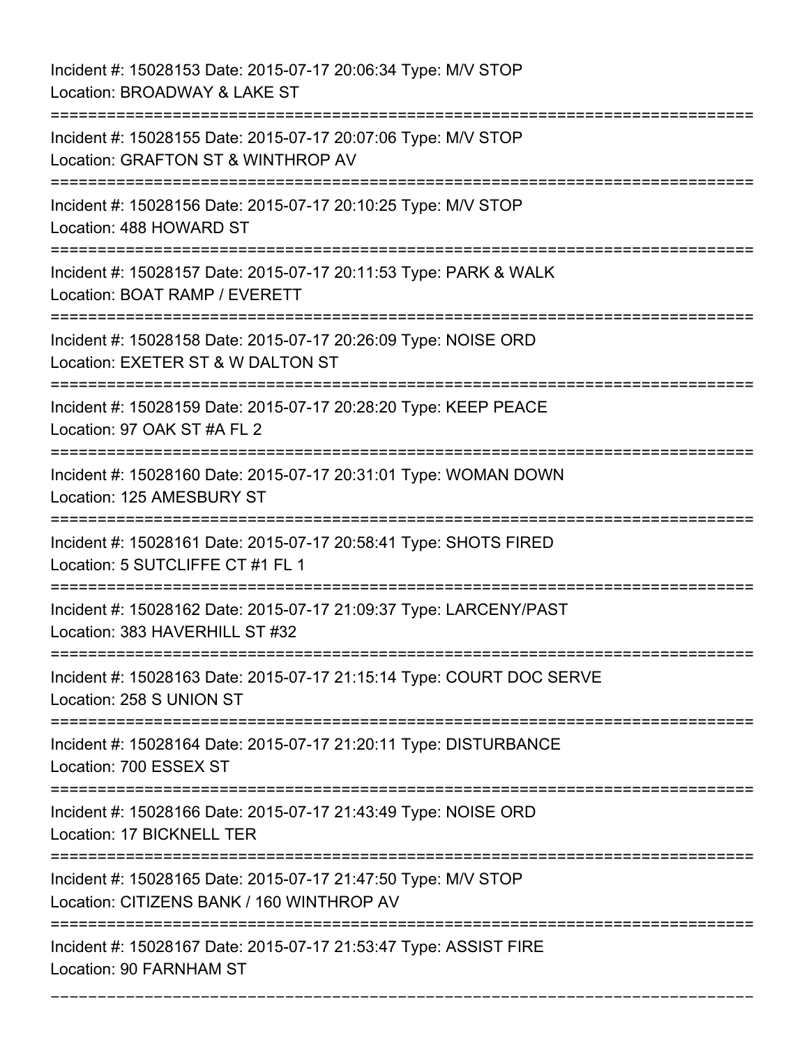Incident #: 15028153 Date: 2015-07-17 20:06:34 Type: M/V STOP
Location: BROADWAY & LAKE ST

===========================================================================

Incident #: 15028155 Date: 2015-07-17 20:07:06 Type: M/V STOP
Location: GRAFTON ST & WINTHROP AV

===========================================================================

Incident #: 15028156 Date: 2015-07-17 20:10:25 Type: M/V STOP
Location: 488 HOWARD ST

===========================================================================

Incident #: 15028157 Date: 2015-07-17 20:11:53 Type: PARK & WALK
Location: BOAT RAMP / EVERETT

===========================================================================

Incident #: 15028158 Date: 2015-07-17 20:26:09 Type: NOISE ORD
Location: EXETER ST & W DALTON ST

===========================================================================

Incident #: 15028159 Date: 2015-07-17 20:28:20 Type: KEEP PEACE
Location: 97 OAK ST #A FL 2

===========================================================================

Incident #: 15028160 Date: 2015-07-17 20:31:01 Type: WOMAN DOWN
Location: 125 AMESBURY ST

===========================================================================

Incident #: 15028161 Date: 2015-07-17 20:58:41 Type: SHOTS FIRED
Location: 5 SUTCLIFFE CT #1 FL 1

===========================================================================

Incident #: 15028162 Date: 2015-07-17 21:09:37 Type: LARCENY/PAST
Location: 383 HAVERHILL ST #32

===========================================================================

Incident #: 15028163 Date: 2015-07-17 21:15:14 Type: COURT DOC SERVE
Location: 258 S UNION ST

===========================================================================

Incident #: 15028164 Date: 2015-07-17 21:20:11 Type: DISTURBANCE
Location: 700 ESSEX ST

===========================================================================

Incident #: 15028166 Date: 2015-07-17 21:43:49 Type: NOISE ORD
Location: 17 BICKNELL TER

===========================================================================

Incident #: 15028165 Date: 2015-07-17 21:47:50 Type: M/V STOP
Location: CITIZENS BANK / 160 WINTHROP AV

===========================================================================

Incident #: 15028167 Date: 2015-07-17 21:53:47 Type: ASSIST FIRE
Location: 90 FARNHAM ST

===========================================================================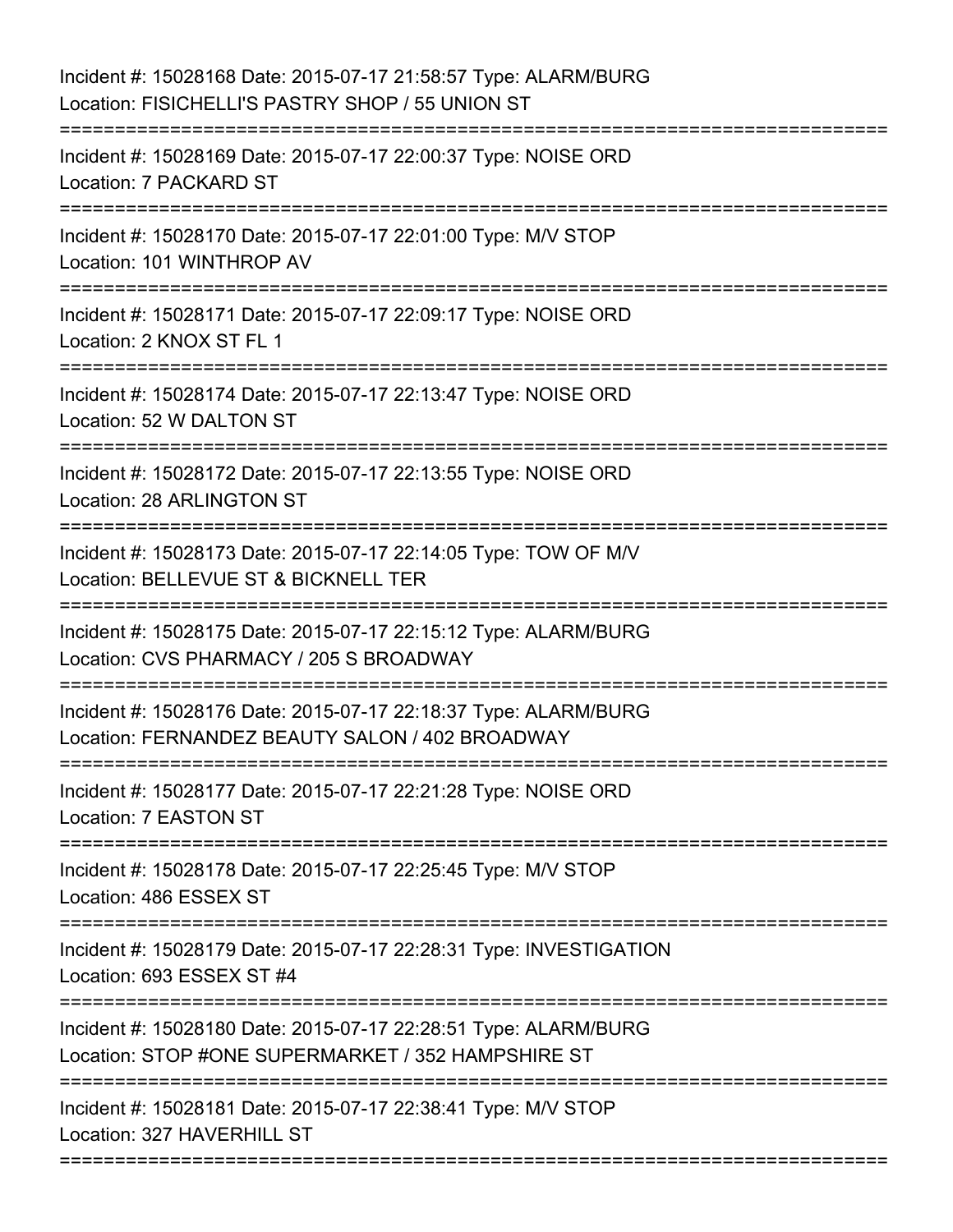Incident #: 15028168 Date: 2015-07-17 21:58:57 Type: ALARM/BURG
Location: FISICHELLI'S PASTRY SHOP / 55 UNION ST

===========================================================================

Incident #: 15028169 Date: 2015-07-17 22:00:37 Type: NOISE ORD
Location: 7 PACKARD ST

===========================================================================

Incident #: 15028170 Date: 2015-07-17 22:01:00 Type: M/V STOP
Location: 101 WINTHROP AV

===========================================================================

Incident #: 15028171 Date: 2015-07-17 22:09:17 Type: NOISE ORD
Location: 2 KNOX ST FL 1

===========================================================================

Incident #: 15028174 Date: 2015-07-17 22:13:47 Type: NOISE ORD
Location: 52 W DALTON ST

===========================================================================

Incident #: 15028172 Date: 2015-07-17 22:13:55 Type: NOISE ORD
Location: 28 ARLINGTON ST

===========================================================================

Incident #: 15028173 Date: 2015-07-17 22:14:05 Type: TOW OF M/V
Location: BELLEVUE ST & BICKNELL TER

===========================================================================

Incident #: 15028175 Date: 2015-07-17 22:15:12 Type: ALARM/BURG
Location: CVS PHARMACY / 205 S BROADWAY

===========================================================================

Incident #: 15028176 Date: 2015-07-17 22:18:37 Type: ALARM/BURG
Location: FERNANDEZ BEAUTY SALON / 402 BROADWAY

===========================================================================

Incident #: 15028177 Date: 2015-07-17 22:21:28 Type: NOISE ORD
Location: 7 EASTON ST

===========================================================================

Incident #: 15028178 Date: 2015-07-17 22:25:45 Type: M/V STOP
Location: 486 ESSEX ST

===========================================================================

Incident #: 15028179 Date: 2015-07-17 22:28:31 Type: INVESTIGATION
Location: 693 ESSEX ST #4

===========================================================================

Incident #: 15028180 Date: 2015-07-17 22:28:51 Type: ALARM/BURG
Location: STOP #ONE SUPERMARKET / 352 HAMPSHIRE ST

===========================================================================

Incident #: 15028181 Date: 2015-07-17 22:38:41 Type: M/V STOP
Location: 327 HAVERHILL ST

===========================================================================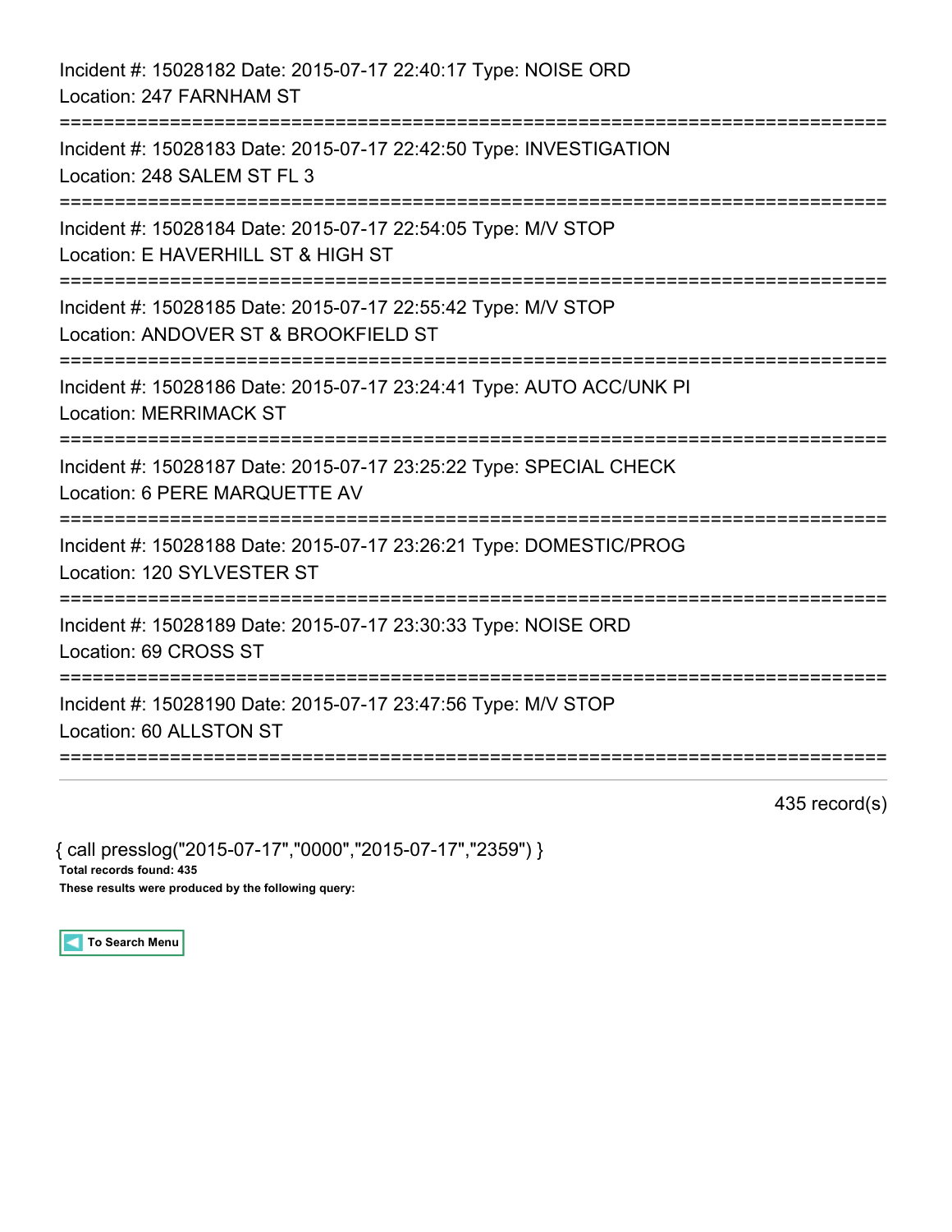Incident #: 15028182 Date: 2015-07-17 22:40:17 Type: NOISE ORD
Location: 247 FARNHAM ST

===========================================================================

Incident #: 15028183 Date: 2015-07-17 22:42:50 Type: INVESTIGATION
Location: 248 SALEM ST FL 3

===========================================================================

Incident #: 15028184 Date: 2015-07-17 22:54:05 Type: M/V STOP
Location: E HAVERHILL ST & HIGH ST

===========================================================================

Incident #: 15028185 Date: 2015-07-17 22:55:42 Type: M/V STOP
Location: ANDOVER ST & BROOKFIELD ST

===========================================================================

Incident #: 15028186 Date: 2015-07-17 23:24:41 Type: AUTO ACC/UNK PI
Location: MERRIMACK ST

===========================================================================

Incident #: 15028187 Date: 2015-07-17 23:25:22 Type: SPECIAL CHECK
Location: 6 PERE MARQUETTE AV

===========================================================================

Incident #: 15028188 Date: 2015-07-17 23:26:21 Type: DOMESTIC/PROG
Location: 120 SYLVESTER ST

===========================================================================

Incident #: 15028189 Date: 2015-07-17 23:30:33 Type: NOISE ORD
Location: 69 CROSS ST

===========================================================================

Incident #: 15028190 Date: 2015-07-17 23:47:56 Type: M/V STOP
Location: 60 ALLSTON ST

===========================================================================

435 record(s)

{ call presslog("2015-07-17","0000","2015-07-17","2359") }

**Total records found: 435**

**These results were produced by the following query:**

To Search Menu